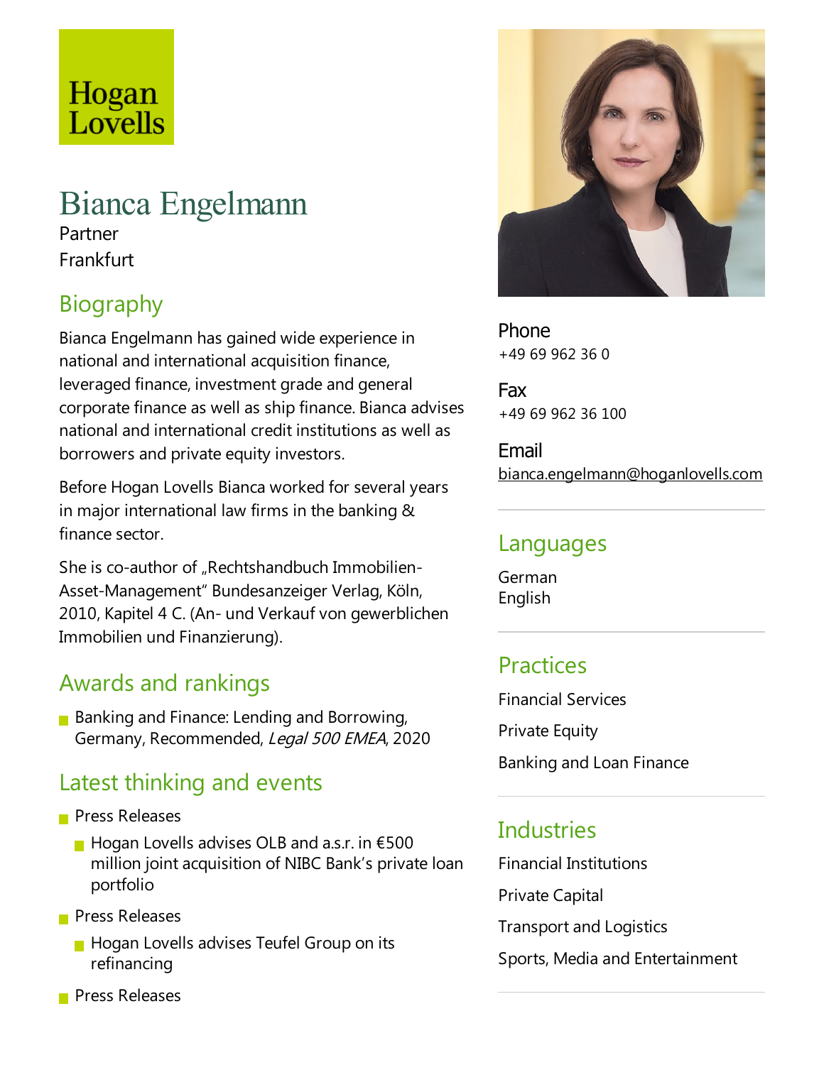Hogan Lovells

# Bianca Engelmann

Partner

Frankfurt

## Biography

Bianca Engelmann has gained wide experience in national and international acquisition finance, leveraged finance, investment grade and general corporate finance as well as ship finance. Bianca advises national and international credit institutions as well as borrowers and private equity investors.

Before Hogan Lovells Bianca worked for several years in major international law firms in the banking & finance sector.

She is co-author of „Rechtshandbuch Immobilien-Asset-Management" Bundesanzeiger Verlag, Köln, 2010, Kapitel 4 C. (An- und Verkauf von gewerblichen Immobilien und Finanzierung).

## Awards and rankings

- Banking and Finance: Lending and Borrowing, Germany, Recommended, *Legal 500 EMEA*, 2020

## Latest thinking and events

- Press Releases
  - Hogan Lovells advises OLB and a.s.r. in €500 million joint acquisition of NIBC Bank's private loan portfolio
- Press Releases
  - Hogan Lovells advises Teufel Group on its refinancing
- Press Releases

**Phone**
+49 69 962 36 0

**Fax**
+49 69 962 36 100

**Email**
bianca.engelmann@hoganlovells.com

## Languages

German
English

## Practices

Financial Services

Private Equity

Banking and Loan Finance

## Industries

Financial Institutions

Private Capital

Transport and Logistics

Sports, Media and Entertainment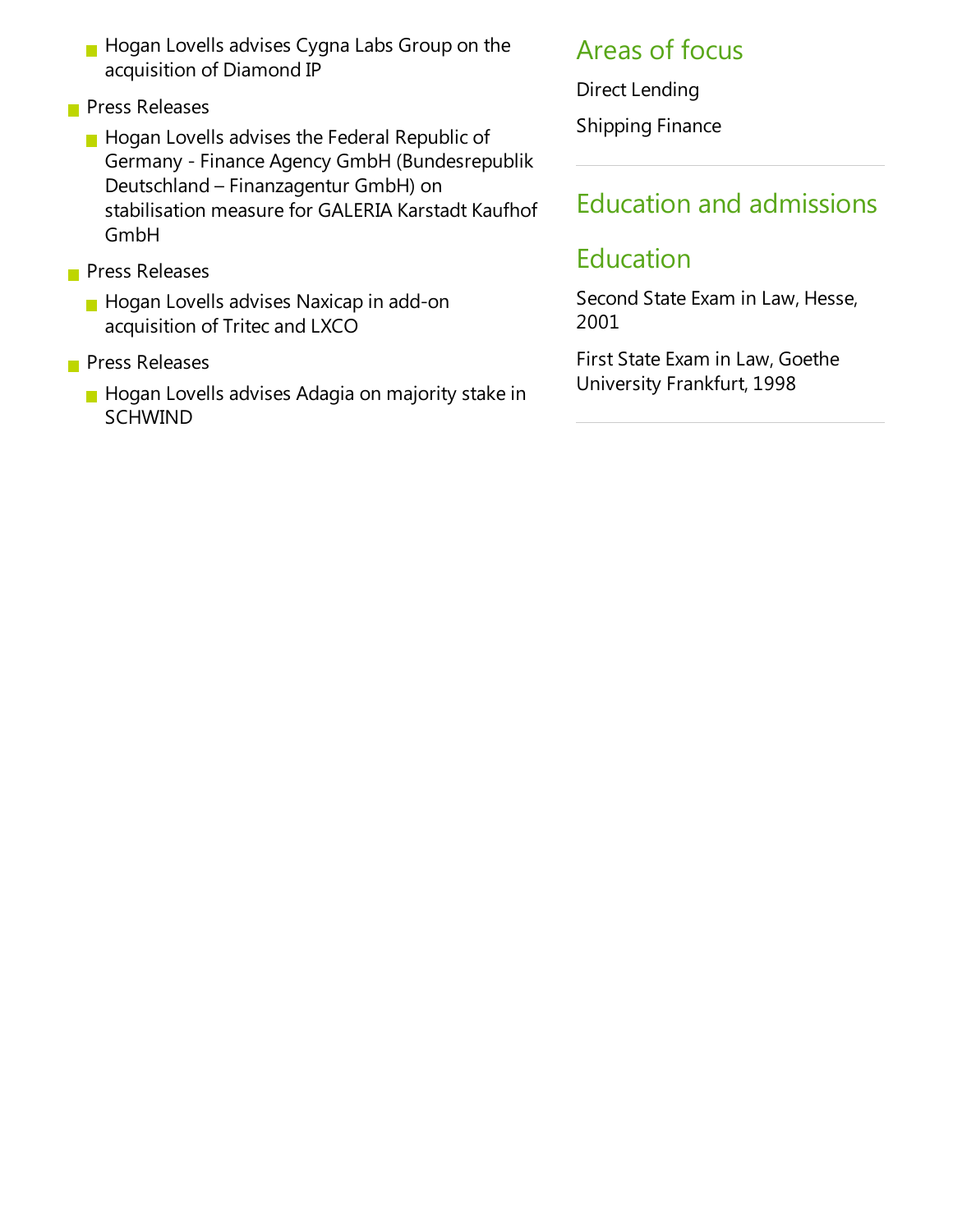- Hogan Lovells advises Cygna Labs Group on the acquisition of Diamond IP
- Press Releases
  - Hogan Lovells advises the Federal Republic of Germany - Finance Agency GmbH (Bundesrepublik Deutschland – Finanzagentur GmbH) on stabilisation measure for GALERIA Karstadt Kaufhof GmbH
- Press Releases
  - Hogan Lovells advises Naxicap in add-on acquisition of Tritec and LXCO
- Press Releases
  - Hogan Lovells advises Adagia on majority stake in SCHWIND

## Areas of focus

Direct Lending

Shipping Finance

## Education and admissions

## Education

Second State Exam in Law, Hesse, 2001

First State Exam in Law, Goethe University Frankfurt, 1998